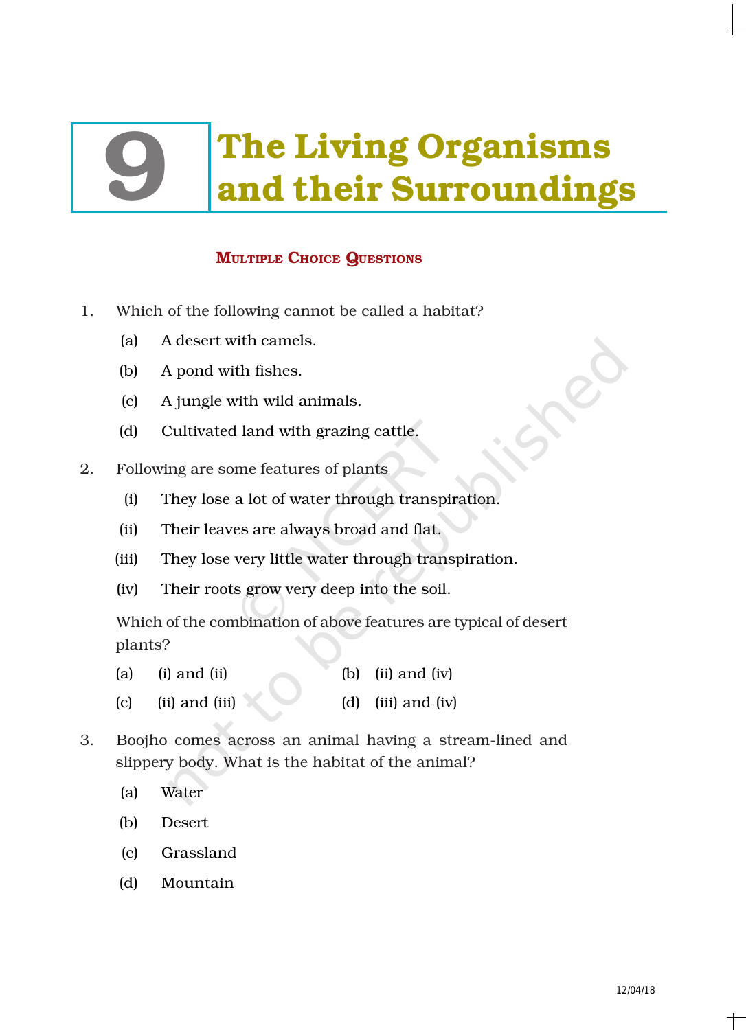# 9 The Living Organisms and their Surroundings

## Multiple Choice Questions

1. Which of the following cannot be called a habitat?

   (a) A desert with camels.

   (b) A pond with fishes.

   (c) A jungle with wild animals.

   (d) Cultivated land with grazing cattle.

2. Following are some features of plants

   (i) They lose a lot of water through transpiration.

   (ii) Their leaves are always broad and flat.

   (iii) They lose very little water through transpiration.

   (iv) Their roots grow very deep into the soil.

   Which of the combination of above features are typical of desert plants?

   (a) (i) and (ii) (b) (ii) and (iv)

   (c) (ii) and (iii) (d) (iii) and (iv)

3. Boojho comes across an animal having a stream-lined and slippery body. What is the habitat of the animal?

   (a) Water

   (b) Desert

   (c) Grassland

   (d) Mountain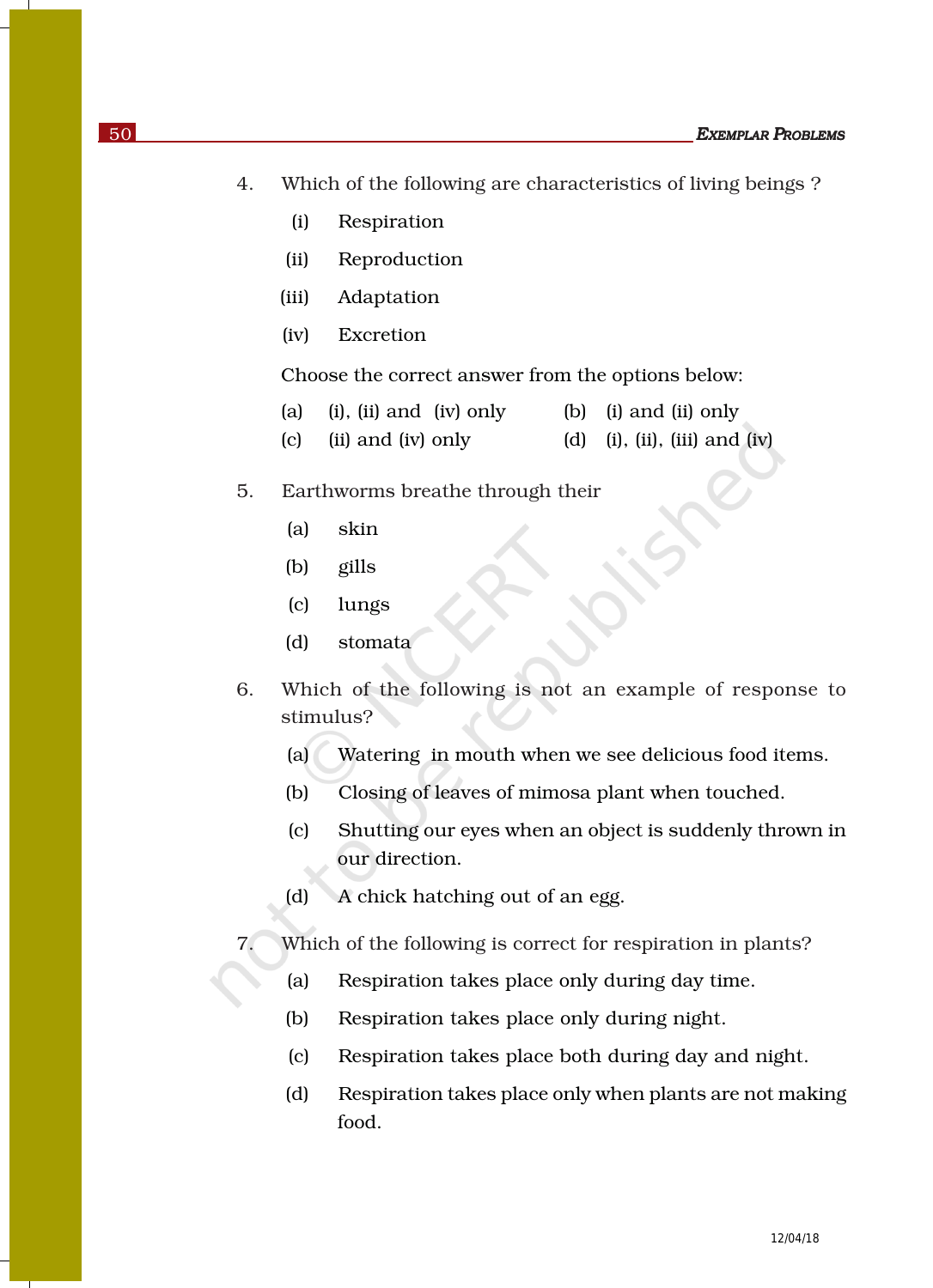4. Which of the following are characteristics of living beings ?

   (i) Respiration

   (ii) Reproduction

   (iii) Adaptation

   (iv) Excretion

   Choose the correct answer from the options below:

   (a) (i), (ii) and (iv) only
   (b) (i) and (ii) only
   (c) (ii) and (iv) only
   (d) (i), (ii), (iii) and (iv)

5. Earthworms breathe through their

   (a) skin

   (b) gills

   (c) lungs

   (d) stomata

6. Which of the following is not an example of response to stimulus?

   (a) Watering in mouth when we see delicious food items.

   (b) Closing of leaves of mimosa plant when touched.

   (c) Shutting our eyes when an object is suddenly thrown in our direction.

   (d) A chick hatching out of an egg.

7. Which of the following is correct for respiration in plants?

   (a) Respiration takes place only during day time.

   (b) Respiration takes place only during night.

   (c) Respiration takes place both during day and night.

   (d) Respiration takes place only when plants are not making food.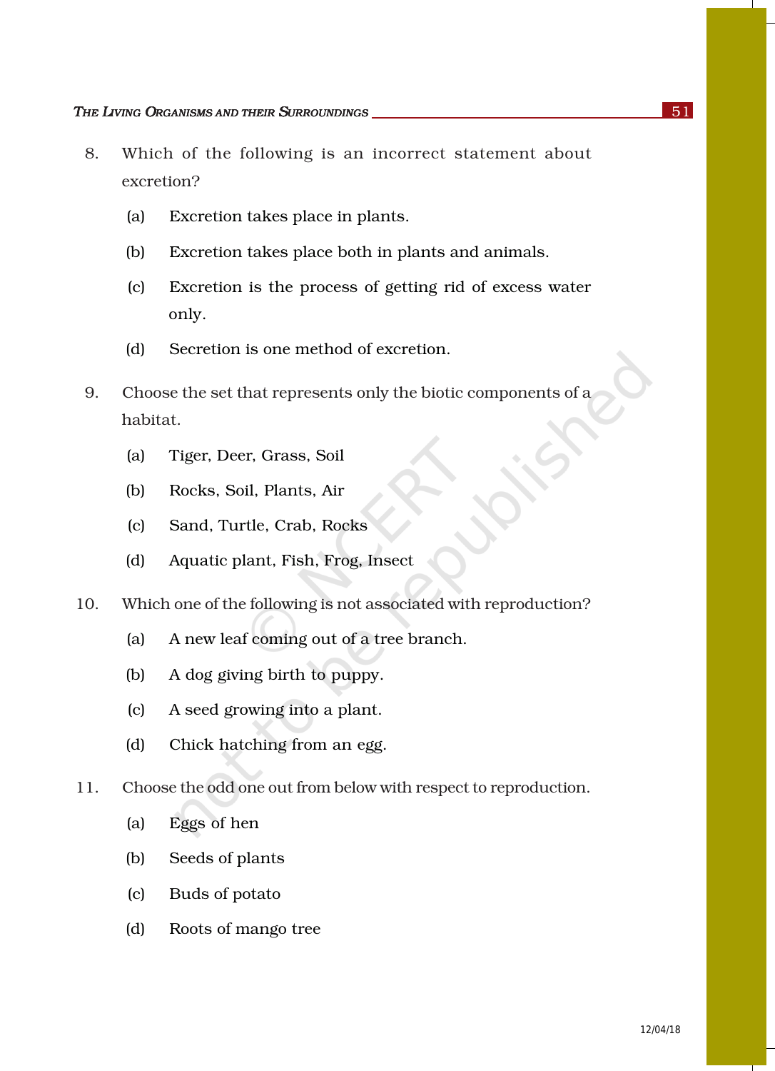8. Which of the following is an incorrect statement about excretion?

   (a) Excretion takes place in plants.

   (b) Excretion takes place both in plants and animals.

   (c) Excretion is the process of getting rid of excess water only.

   (d) Secretion is one method of excretion.

9. Choose the set that represents only the biotic components of a habitat.

   (a) Tiger, Deer, Grass, Soil

   (b) Rocks, Soil, Plants, Air

   (c) Sand, Turtle, Crab, Rocks

   (d) Aquatic plant, Fish, Frog, Insect

10. Which one of the following is not associated with reproduction?

    (a) A new leaf coming out of a tree branch.

    (b) A dog giving birth to puppy.

    (c) A seed growing into a plant.

    (d) Chick hatching from an egg.

11. Choose the odd one out from below with respect to reproduction.

    (a) Eggs of hen

    (b) Seeds of plants

    (c) Buds of potato

    (d) Roots of mango tree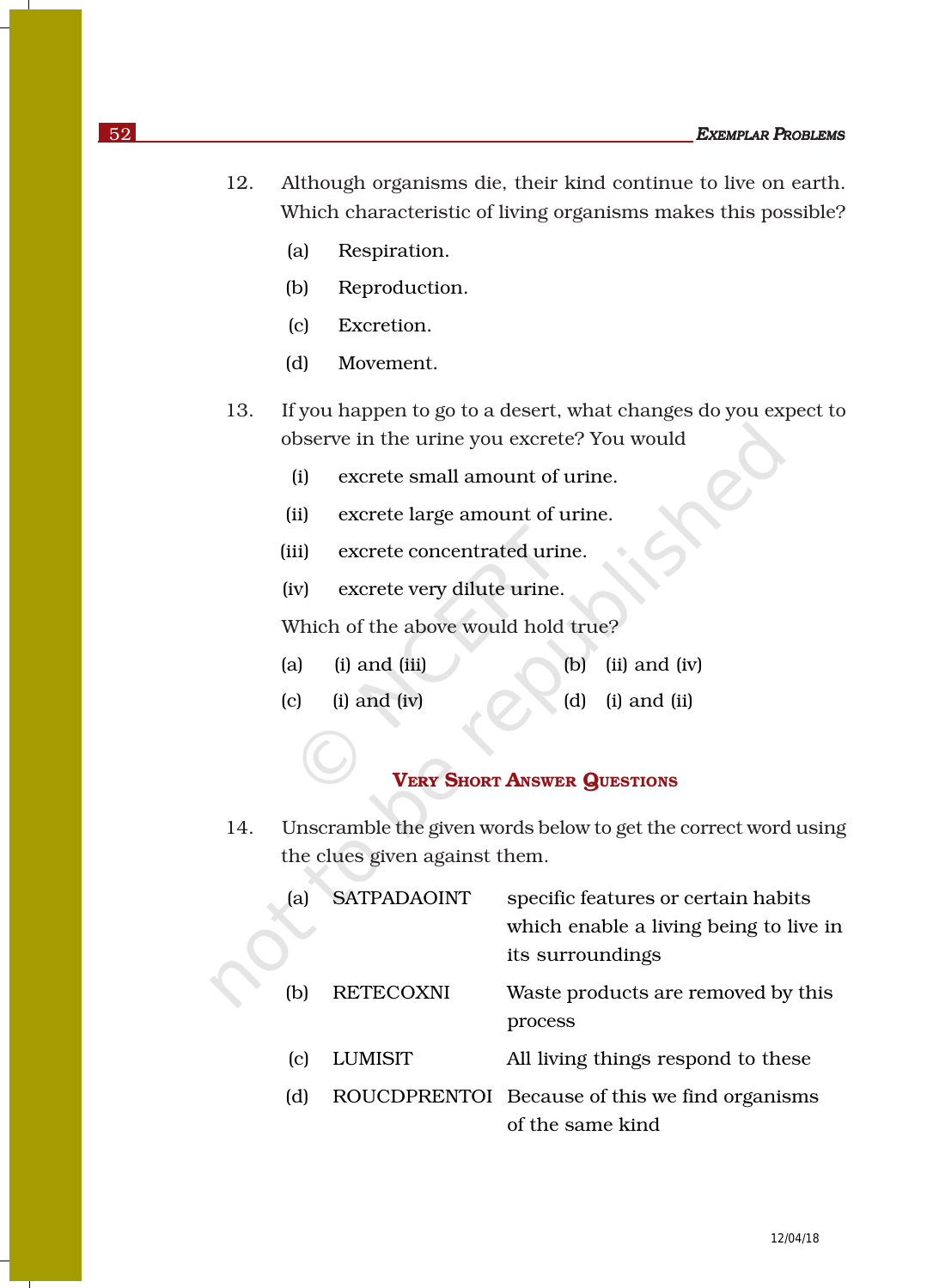12. Although organisms die, their kind continue to live on earth. Which characteristic of living organisms makes this possible?

    (a) Respiration.

    (b) Reproduction.

    (c) Excretion.

    (d) Movement.

13. If you happen to go to a desert, what changes do you expect to observe in the urine you excrete? You would

    (i) excrete small amount of urine.

    (ii) excrete large amount of urine.

    (iii) excrete concentrated urine.

    (iv) excrete very dilute urine.

    Which of the above would hold true?

    (a) (i) and (iii) (b) (ii) and (iv)

    (c) (i) and (iv) (d) (i) and (ii)

## Very Short Answer Questions

14. Unscramble the given words below to get the correct word using the clues given against them.

| | | |
|---|---|---|
| (a) | SATPADAOINT | specific features or certain habits which enable a living being to live in its surroundings |
| (b) | RETECOXNI | Waste products are removed by this process |
| (c) | LUMISIT | All living things respond to these |
| (d) | ROUCDPRENTOI | Because of this we find organisms of the same kind |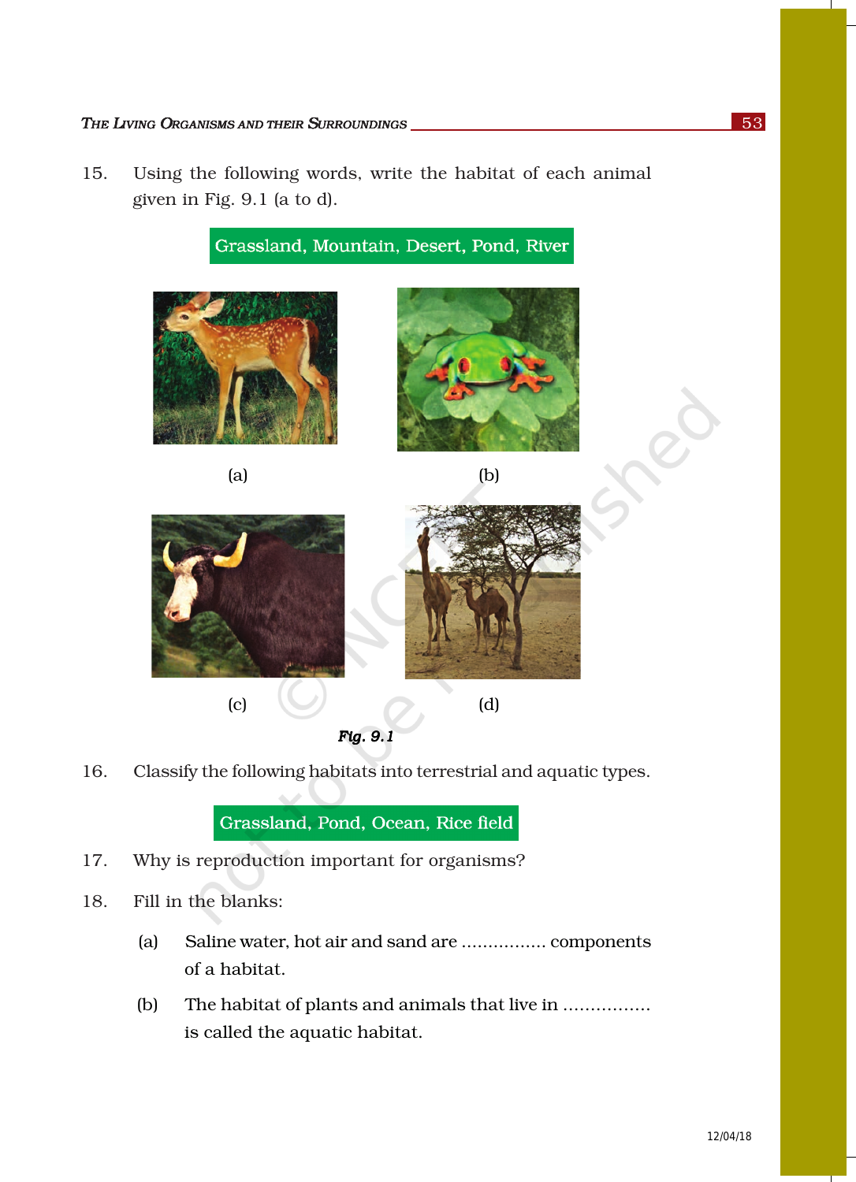15. Using the following words, write the habitat of each animal given in Fig. 9.1 (a to d).

**Grassland, Mountain, Desert, Pond, River**

(a)

(b)

(c)

(d)

*Fig. 9.1*

16. Classify the following habitats into terrestrial and aquatic types.

**Grassland, Pond, Ocean, Rice field**

17. Why is reproduction important for organisms?

18. Fill in the blanks:

    (a) Saline water, hot air and sand are ................ components of a habitat.

    (b) The habitat of plants and animals that live in ................ is called the aquatic habitat.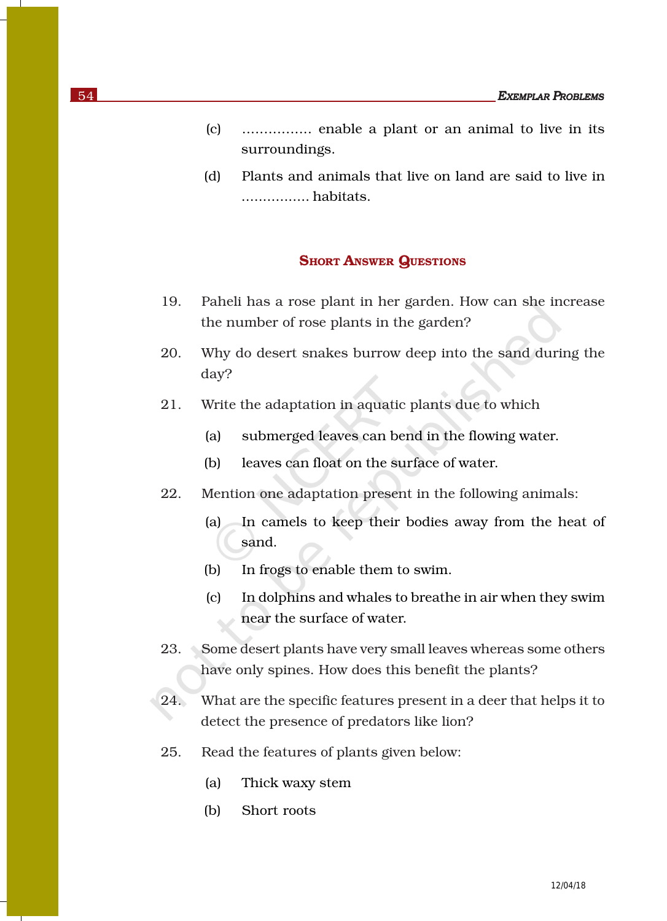(c) ................ enable a plant or an animal to live in its surroundings.

(d) Plants and animals that live on land are said to live in ................ habitats.

## SHORT ANSWER QUESTIONS

19. Paheli has a rose plant in her garden. How can she increase the number of rose plants in the garden?

20. Why do desert snakes burrow deep into the sand during the day?

21. Write the adaptation in aquatic plants due to which

    (a) submerged leaves can bend in the flowing water.

    (b) leaves can float on the surface of water.

22. Mention one adaptation present in the following animals:

    (a) In camels to keep their bodies away from the heat of sand.

    (b) In frogs to enable them to swim.

    (c) In dolphins and whales to breathe in air when they swim near the surface of water.

23. Some desert plants have very small leaves whereas some others have only spines. How does this benefit the plants?

24. What are the specific features present in a deer that helps it to detect the presence of predators like lion?

25. Read the features of plants given below:

    (a) Thick waxy stem

    (b) Short roots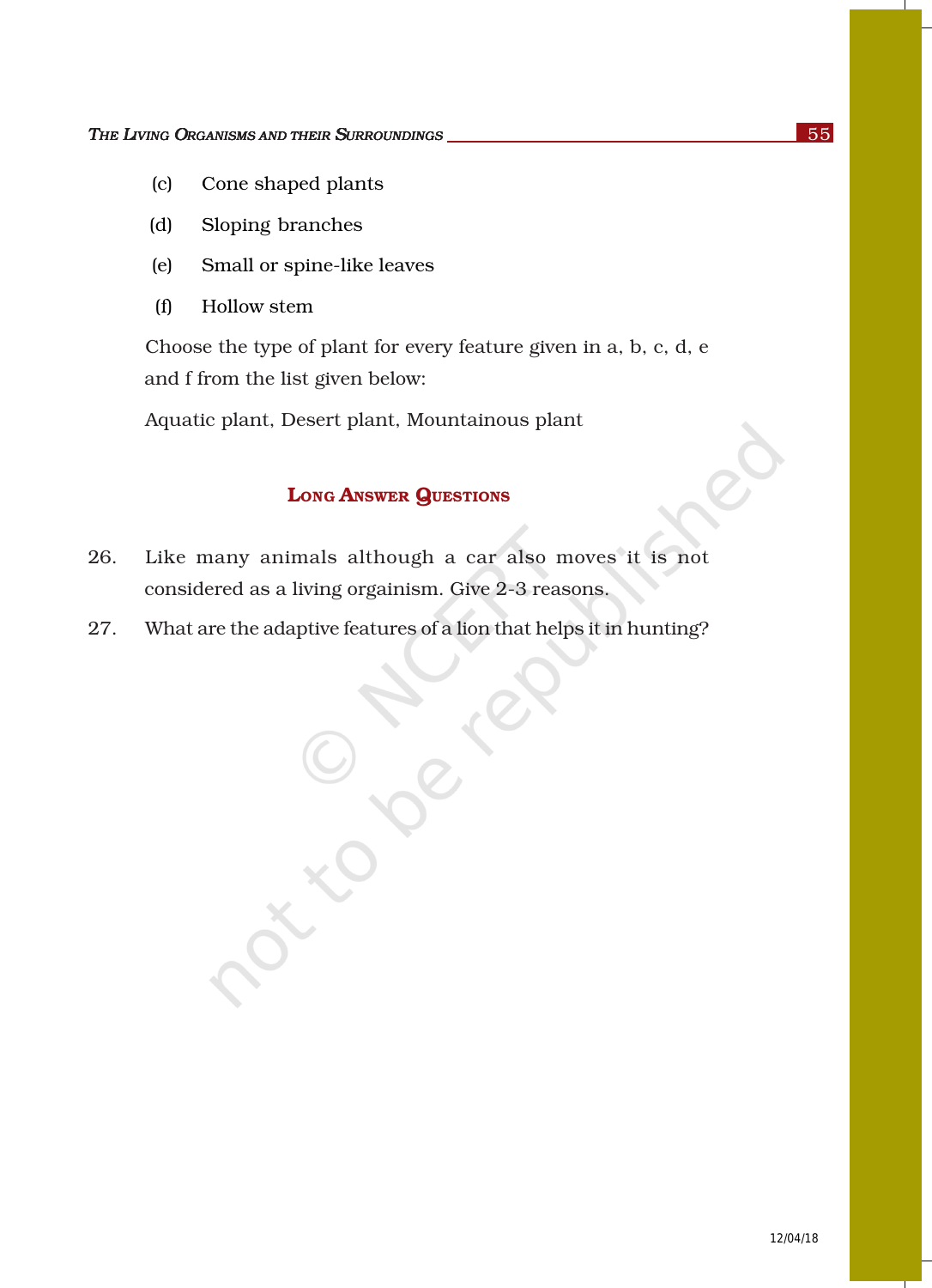(c) Cone shaped plants

(d) Sloping branches

(e) Small or spine-like leaves

(f) Hollow stem

Choose the type of plant for every feature given in a, b, c, d, e and f from the list given below:

Aquatic plant, Desert plant, Mountainous plant

## LONG ANSWER QUESTIONS

26. Like many animals although a car also moves it is not considered as a living orgainism. Give 2-3 reasons.

27. What are the adaptive features of a lion that helps it in hunting?